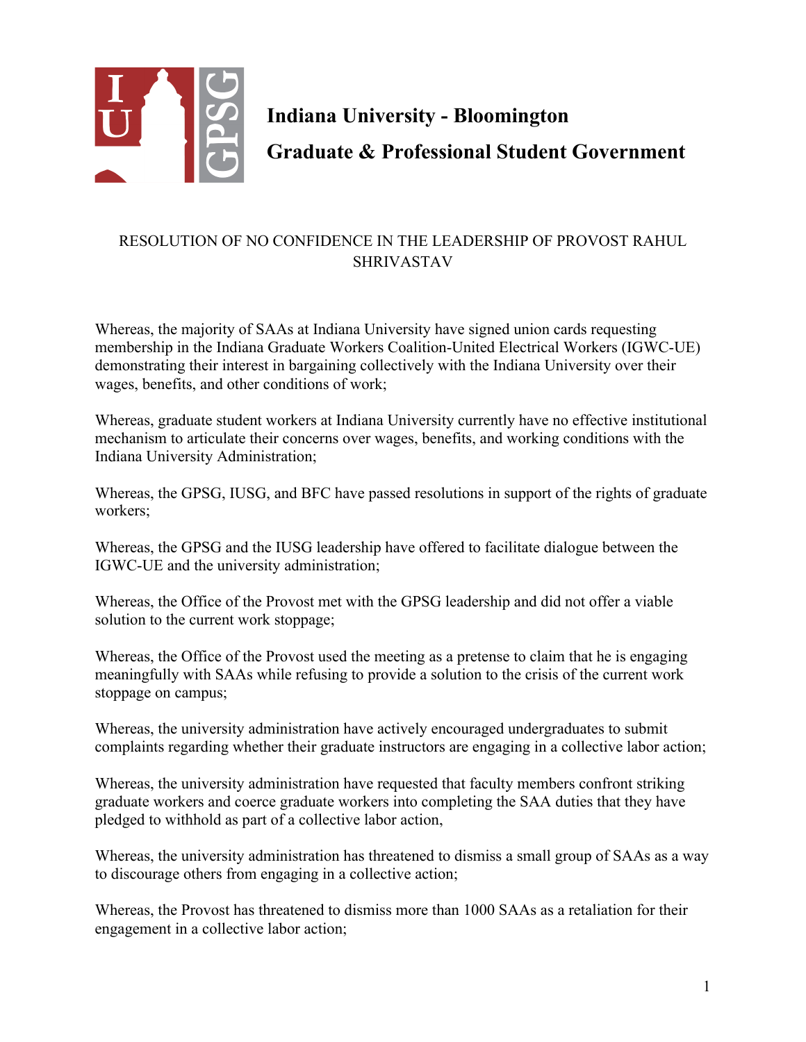**Indiana University - Bloomington**

**Graduate & Professional Student Government**

# RESOLUTION OF NO CONFIDENCE IN THE LEADERSHIP OF PROVOST RAHUL SHRIVASTAV

Whereas, the majority of SAAs at Indiana University have signed union cards requesting membership in the Indiana Graduate Workers Coalition-United Electrical Workers (IGWC-UE) demonstrating their interest in bargaining collectively with the Indiana University over their wages, benefits, and other conditions of work;

Whereas, graduate student workers at Indiana University currently have no effective institutional mechanism to articulate their concerns over wages, benefits, and working conditions with the Indiana University Administration;

Whereas, the GPSG, IUSG, and BFC have passed resolutions in support of the rights of graduate workers;

Whereas, the GPSG and the IUSG leadership have offered to facilitate dialogue between the IGWC-UE and the university administration;

Whereas, the Office of the Provost met with the GPSG leadership and did not offer a viable solution to the current work stoppage;

Whereas, the Office of the Provost used the meeting as a pretense to claim that he is engaging meaningfully with SAAs while refusing to provide a solution to the crisis of the current work stoppage on campus;

Whereas, the university administration have actively encouraged undergraduates to submit complaints regarding whether their graduate instructors are engaging in a collective labor action;

Whereas, the university administration have requested that faculty members confront striking graduate workers and coerce graduate workers into completing the SAA duties that they have pledged to withhold as part of a collective labor action,

Whereas, the university administration has threatened to dismiss a small group of SAAs as a way to discourage others from engaging in a collective action;

Whereas, the Provost has threatened to dismiss more than 1000 SAAs as a retaliation for their engagement in a collective labor action;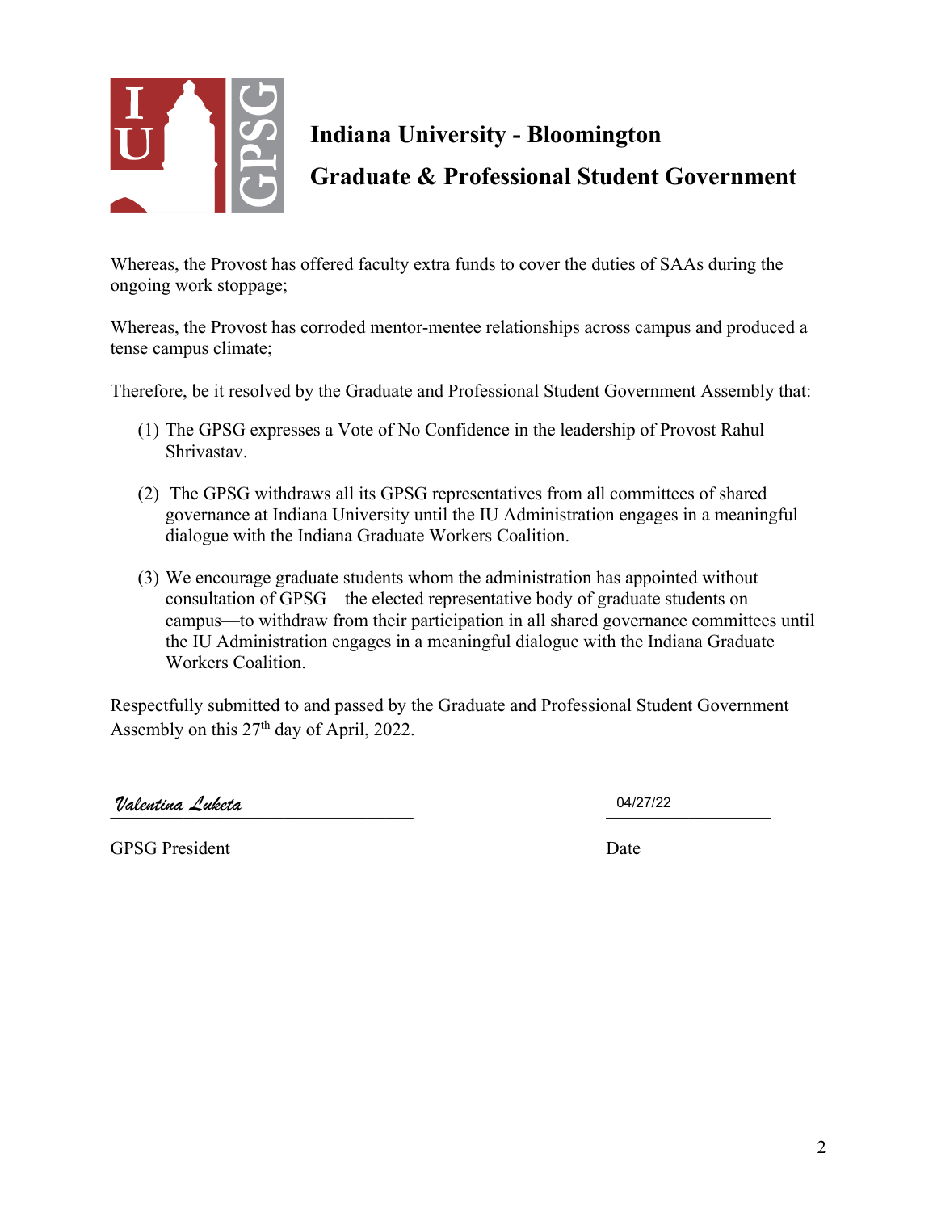**Indiana University - Bloomington**

**Graduate & Professional Student Government**

Whereas, the Provost has offered faculty extra funds to cover the duties of SAAs during the ongoing work stoppage;

Whereas, the Provost has corroded mentor-mentee relationships across campus and produced a tense campus climate;

Therefore, be it resolved by the Graduate and Professional Student Government Assembly that:

(1) The GPSG expresses a Vote of No Confidence in the leadership of Provost Rahul Shrivastav.

(2) The GPSG withdraws all its GPSG representatives from all committees of shared governance at Indiana University until the IU Administration engages in a meaningful dialogue with the Indiana Graduate Workers Coalition.

(3) We encourage graduate students whom the administration has appointed without consultation of GPSG—the elected representative body of graduate students on campus—to withdraw from their participation in all shared governance committees until the IU Administration engages in a meaningful dialogue with the Indiana Graduate Workers Coalition.

Respectfully submitted to and passed by the Graduate and Professional Student Government Assembly on this 27th day of April, 2022.

*Valentina Luketa* — 04/27/22

GPSG President — Date